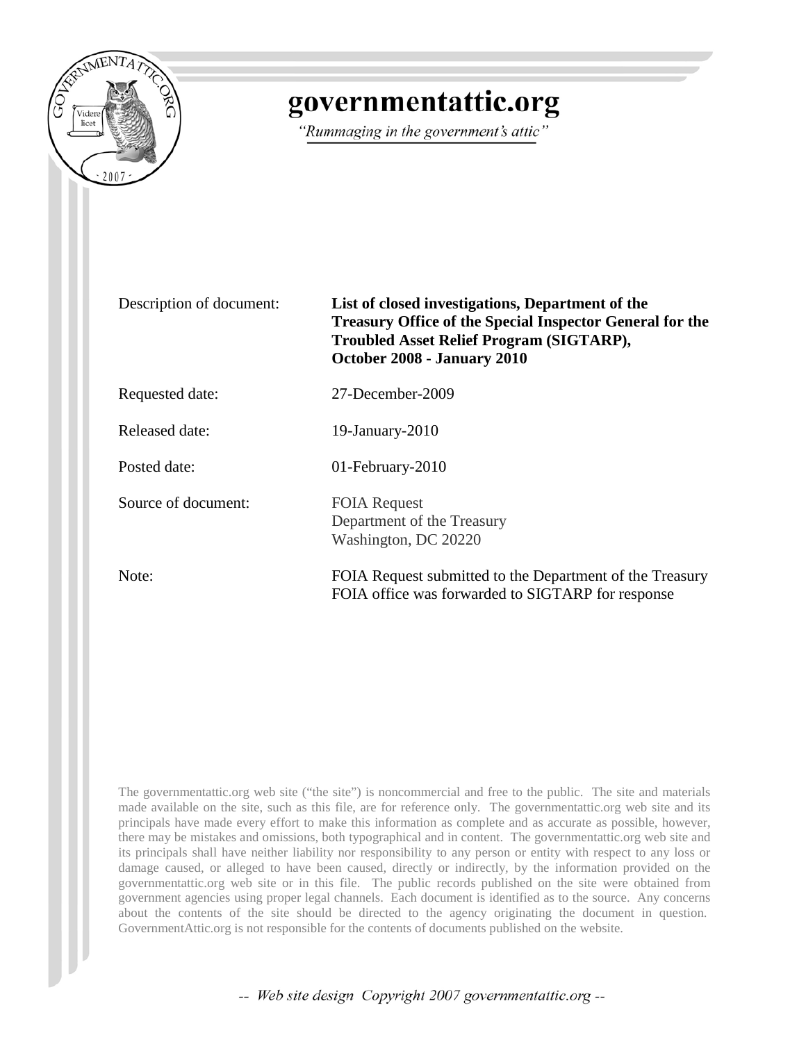# governmentattic.org

*"Rummaging in the government's attic"*

| | |
|---|---|
| Description of document: | **List of closed investigations, Department of the Treasury Office of the Special Inspector General for the Troubled Asset Relief Program (SIGTARP), October 2008 - January 2010** |
| Requested date: | 27-December-2009 |
| Released date: | 19-January-2010 |
| Posted date: | 01-February-2010 |
| Source of document: | FOIA Request<br>Department of the Treasury<br>Washington, DC 20220 |
| Note: | FOIA Request submitted to the Department of the Treasury FOIA office was forwarded to SIGTARP for response |

The governmentattic.org web site ("the site") is noncommercial and free to the public. The site and materials made available on the site, such as this file, are for reference only. The governmentattic.org web site and its principals have made every effort to make this information as complete and as accurate as possible, however, there may be mistakes and omissions, both typographical and in content. The governmentattic.org web site and its principals shall have neither liability nor responsibility to any person or entity with respect to any loss or damage caused, or alleged to have been caused, directly or indirectly, by the information provided on the governmentattic.org web site or in this file. The public records published on the site were obtained from government agencies using proper legal channels. Each document is identified as to the source. Any concerns about the contents of the site should be directed to the agency originating the document in question. GovernmentAttic.org is not responsible for the contents of documents published on the website.

-- *Web site design Copyright 2007 governmentattic.org* --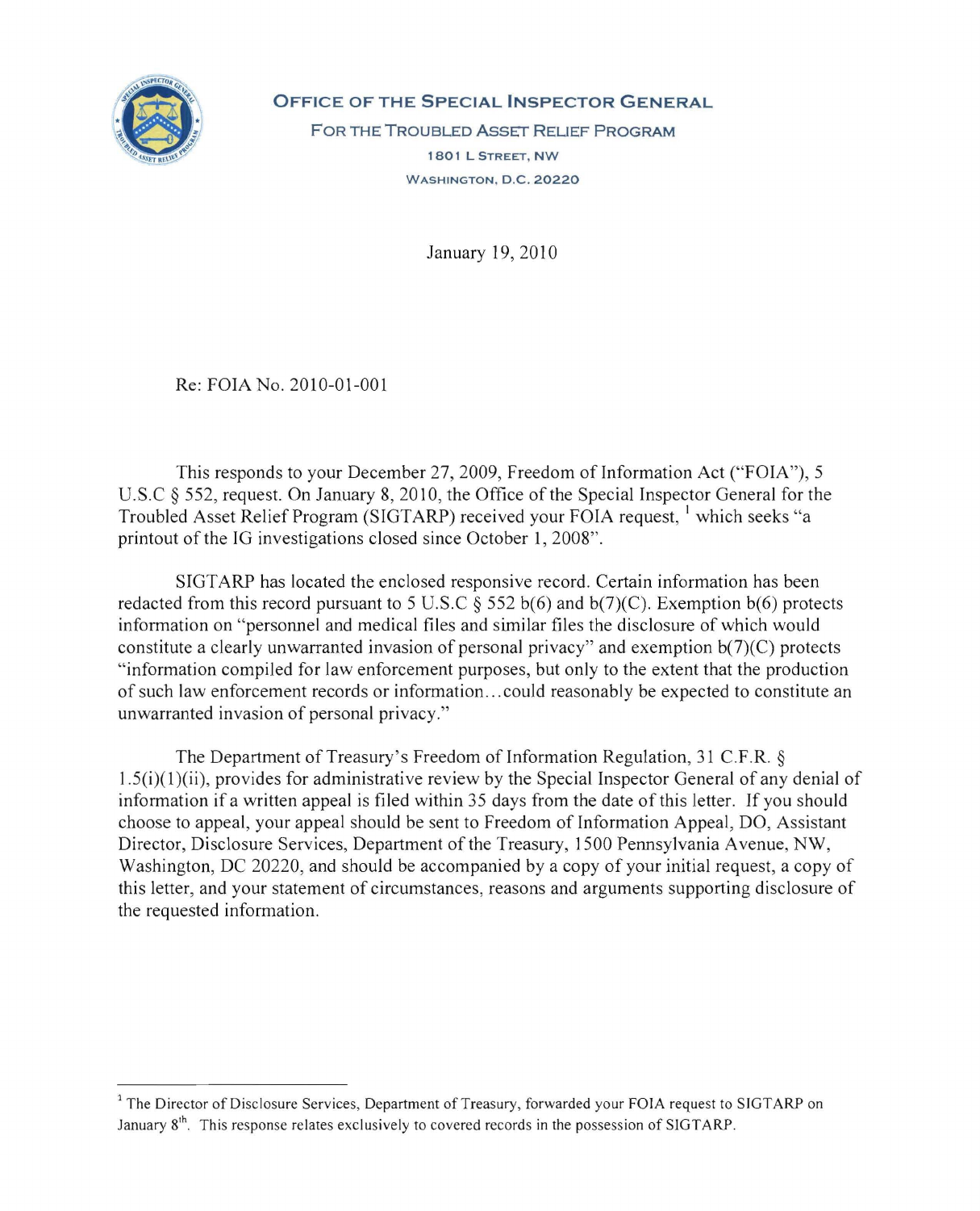# OFFICE OF THE SPECIAL INSPECTOR GENERAL

FOR THE TROUBLED ASSET RELIEF PROGRAM

1801 L STREET, NW

WASHINGTON, D.C. 20220

January 19, 2010

Re: FOIA No. 2010-01-001

This responds to your December 27, 2009, Freedom of Information Act ("FOIA"), 5 U.S.C § 552, request. On January 8, 2010, the Office of the Special Inspector General for the Troubled Asset Relief Program (SIGTARP) received your FOIA request, [1] which seeks "a printout of the IG investigations closed since October 1, 2008".

SIGTARP has located the enclosed responsive record. Certain information has been redacted from this record pursuant to 5 U.S.C § 552 b(6) and b(7)(C). Exemption b(6) protects information on "personnel and medical files and similar files the disclosure of which would constitute a clearly unwarranted invasion of personal privacy" and exemption b(7)(C) protects "information compiled for law enforcement purposes, but only to the extent that the production of such law enforcement records or information...could reasonably be expected to constitute an unwarranted invasion of personal privacy."

The Department of Treasury's Freedom of Information Regulation, 31 C.F.R. § 1.5(i)(1)(ii), provides for administrative review by the Special Inspector General of any denial of information if a written appeal is filed within 35 days from the date of this letter. If you should choose to appeal, your appeal should be sent to Freedom of Information Appeal, DO, Assistant Director, Disclosure Services, Department of the Treasury, 1500 Pennsylvania Avenue, NW, Washington, DC 20220, and should be accompanied by a copy of your initial request, a copy of this letter, and your statement of circumstances, reasons and arguments supporting disclosure of the requested information.

---

[1] The Director of Disclosure Services, Department of Treasury, forwarded your FOIA request to SIGTARP on January 8th. This response relates exclusively to covered records in the possession of SIGTARP.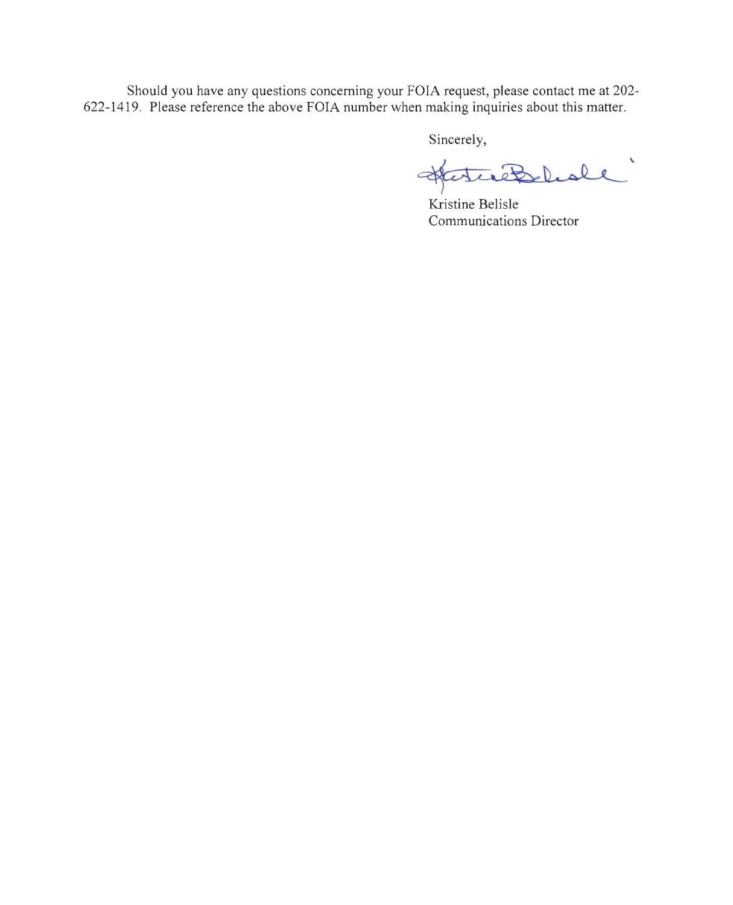Should you have any questions concerning your FOIA request, please contact me at 202-622-1419. Please reference the above FOIA number when making inquiries about this matter.

Sincerely,

Kristine Belisle
Communications Director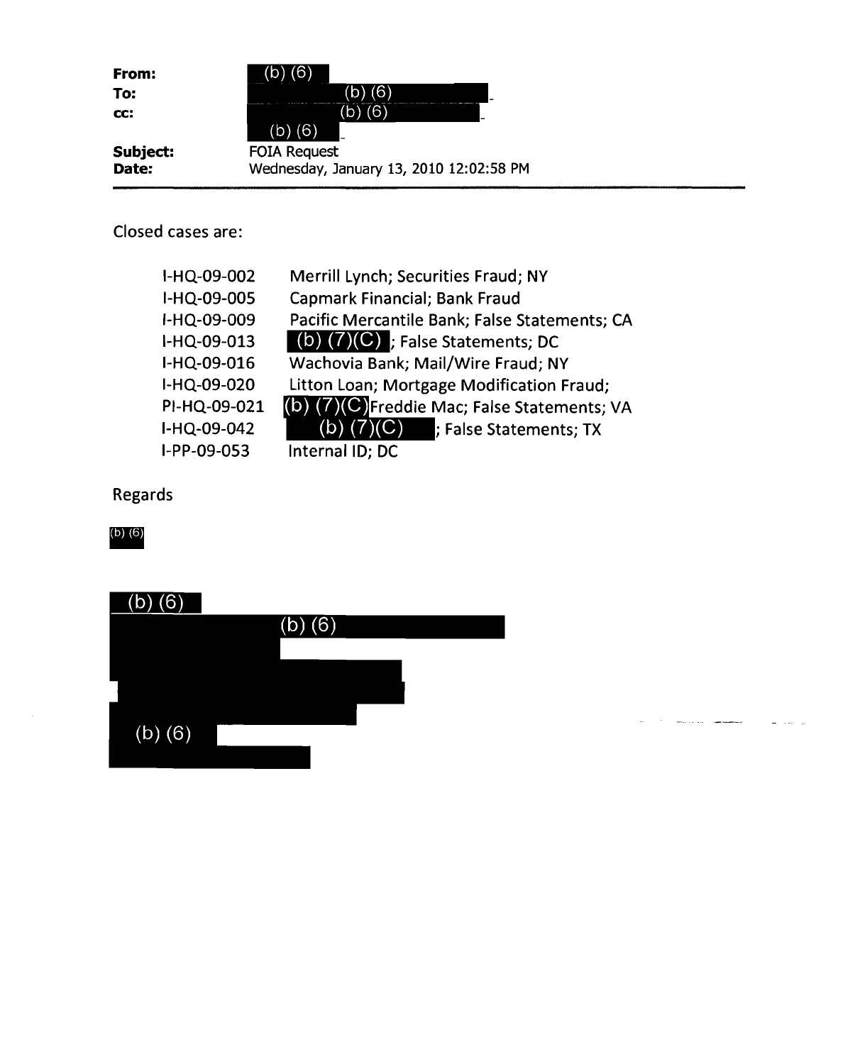| | |
|---|---|
| **From:** | (b) (6) |
| **To:** | (b) (6) |
| **cc:** | (b) (6) |
| | (b) (6) |
| **Subject:** | FOIA Request |
| **Date:** | Wednesday, January 13, 2010 12:02:58 PM |

Closed cases are:

| | |
|---|---|
| I-HQ-09-002 | Merrill Lynch; Securities Fraud; NY |
| I-HQ-09-005 | Capmark Financial; Bank Fraud |
| I-HQ-09-009 | Pacific Mercantile Bank; False Statements; CA |
| I-HQ-09-013 | (b) (7)(C); False Statements; DC |
| I-HQ-09-016 | Wachovia Bank; Mail/Wire Fraud; NY |
| I-HQ-09-020 | Litton Loan; Mortgage Modification Fraud; |
| PI-HQ-09-021 | (b) (7)(C) Freddie Mac; False Statements; VA |
| I-HQ-09-042 | (b) (7)(C); False Statements; TX |
| I-PP-09-053 | Internal ID; DC |

Regards

(b) (6)

(b) (6)

(b) (6)

(b) (6)